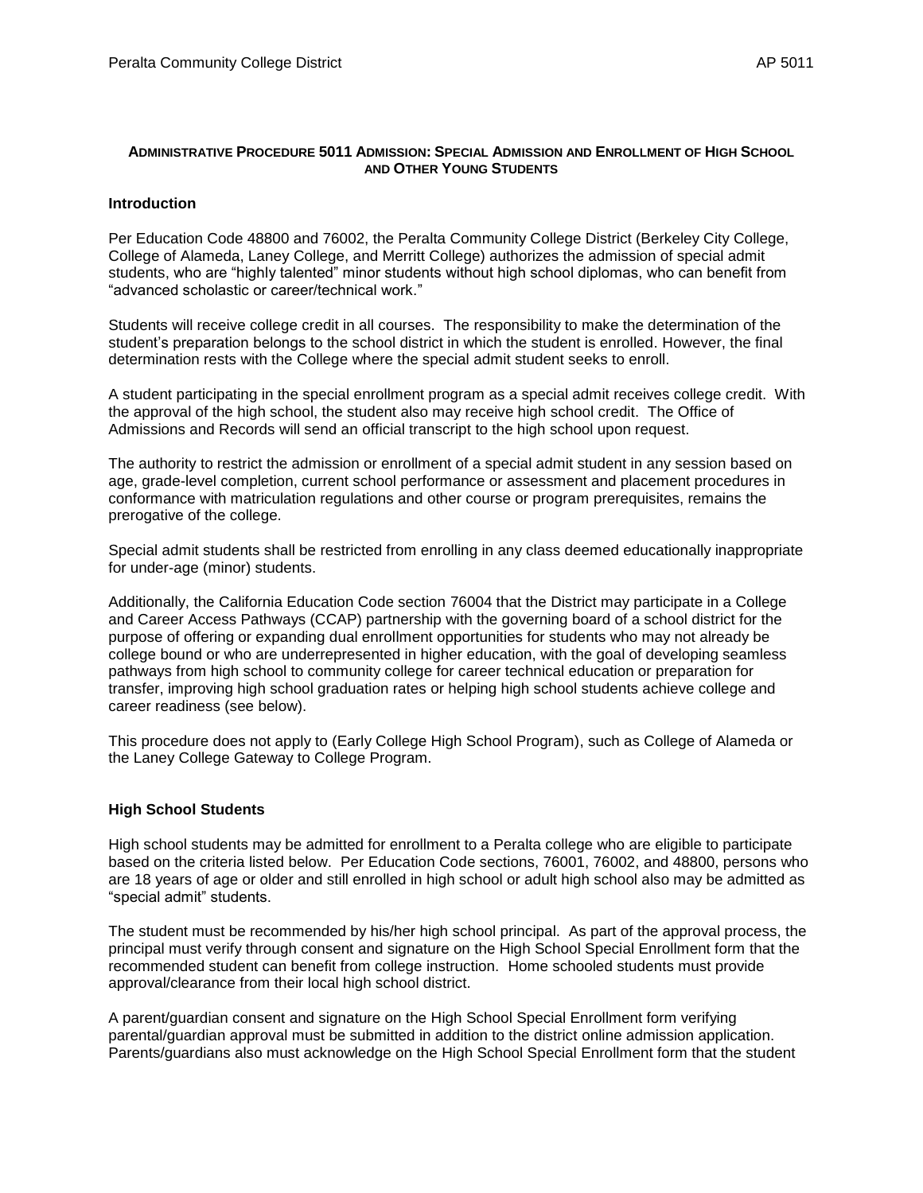# ADMINISTRATIVE PROCEDURE 5011 ADMISSION: SPECIAL ADMISSION AND ENROLLMENT OF HIGH SCHOOL AND OTHER YOUNG STUDENTS

## Introduction

Per Education Code 48800 and 76002, the Peralta Community College District (Berkeley City College, College of Alameda, Laney College, and Merritt College) authorizes the admission of special admit students, who are "highly talented" minor students without high school diplomas, who can benefit from "advanced scholastic or career/technical work."

Students will receive college credit in all courses. The responsibility to make the determination of the student's preparation belongs to the school district in which the student is enrolled. However, the final determination rests with the College where the special admit student seeks to enroll.

A student participating in the special enrollment program as a special admit receives college credit. With the approval of the high school, the student also may receive high school credit. The Office of Admissions and Records will send an official transcript to the high school upon request.

The authority to restrict the admission or enrollment of a special admit student in any session based on age, grade-level completion, current school performance or assessment and placement procedures in conformance with matriculation regulations and other course or program prerequisites, remains the prerogative of the college.

Special admit students shall be restricted from enrolling in any class deemed educationally inappropriate for under-age (minor) students.

Additionally, the California Education Code section 76004 that the District may participate in a College and Career Access Pathways (CCAP) partnership with the governing board of a school district for the purpose of offering or expanding dual enrollment opportunities for students who may not already be college bound or who are underrepresented in higher education, with the goal of developing seamless pathways from high school to community college for career technical education or preparation for transfer, improving high school graduation rates or helping high school students achieve college and career readiness (see below).

This procedure does not apply to (Early College High School Program), such as College of Alameda or the Laney College Gateway to College Program.

## High School Students

High school students may be admitted for enrollment to a Peralta college who are eligible to participate based on the criteria listed below. Per Education Code sections, 76001, 76002, and 48800, persons who are 18 years of age or older and still enrolled in high school or adult high school also may be admitted as "special admit" students.

The student must be recommended by his/her high school principal. As part of the approval process, the principal must verify through consent and signature on the High School Special Enrollment form that the recommended student can benefit from college instruction. Home schooled students must provide approval/clearance from their local high school district.

A parent/guardian consent and signature on the High School Special Enrollment form verifying parental/guardian approval must be submitted in addition to the district online admission application. Parents/guardians also must acknowledge on the High School Special Enrollment form that the student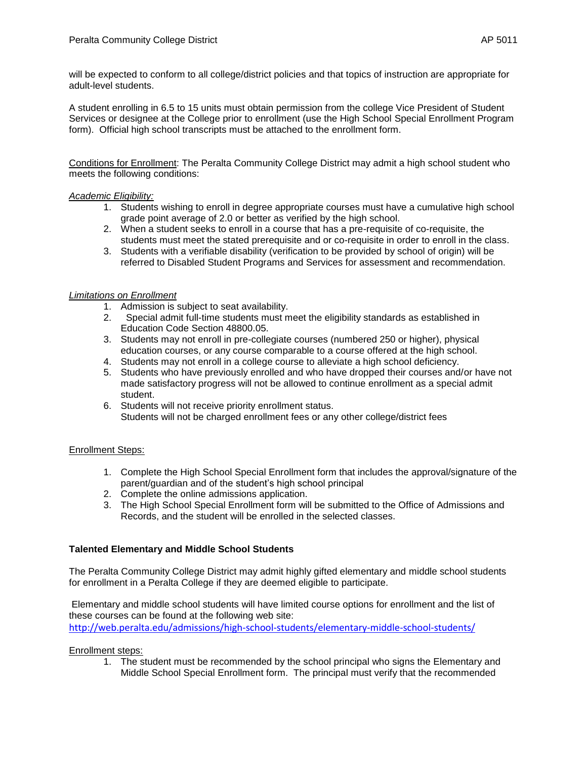will be expected to conform to all college/district policies and that topics of instruction are appropriate for adult-level students.

A student enrolling in 6.5 to 15 units must obtain permission from the college Vice President of Student Services or designee at the College prior to enrollment (use the High School Special Enrollment Program form). Official high school transcripts must be attached to the enrollment form.

<u>Conditions for Enrollment</u>: The Peralta Community College District may admit a high school student who meets the following conditions:

*<u>Academic Eligibility:</u>*

1. Students wishing to enroll in degree appropriate courses must have a cumulative high school grade point average of 2.0 or better as verified by the high school.
2. When a student seeks to enroll in a course that has a pre-requisite of co-requisite, the students must meet the stated prerequisite and or co-requisite in order to enroll in the class.
3. Students with a verifiable disability (verification to be provided by school of origin) will be referred to Disabled Student Programs and Services for assessment and recommendation.

*<u>Limitations on Enrollment</u>*

1. Admission is subject to seat availability.
2. Special admit full-time students must meet the eligibility standards as established in Education Code Section 48800.05.
3. Students may not enroll in pre-collegiate courses (numbered 250 or higher), physical education courses, or any course comparable to a course offered at the high school.
4. Students may not enroll in a college course to alleviate a high school deficiency.
5. Students who have previously enrolled and who have dropped their courses and/or have not made satisfactory progress will not be allowed to continue enrollment as a special admit student.
6. Students will not receive priority enrollment status.
   Students will not be charged enrollment fees or any other college/district fees

<u>Enrollment Steps:</u>

1. Complete the High School Special Enrollment form that includes the approval/signature of the parent/guardian and of the student's high school principal
2. Complete the online admissions application.
3. The High School Special Enrollment form will be submitted to the Office of Admissions and Records, and the student will be enrolled in the selected classes.

**Talented Elementary and Middle School Students**

The Peralta Community College District may admit highly gifted elementary and middle school students for enrollment in a Peralta College if they are deemed eligible to participate.

Elementary and middle school students will have limited course options for enrollment and the list of these courses can be found at the following web site: http://web.peralta.edu/admissions/high-school-students/elementary-middle-school-students/

<u>Enrollment steps:</u>

1. The student must be recommended by the school principal who signs the Elementary and Middle School Special Enrollment form. The principal must verify that the recommended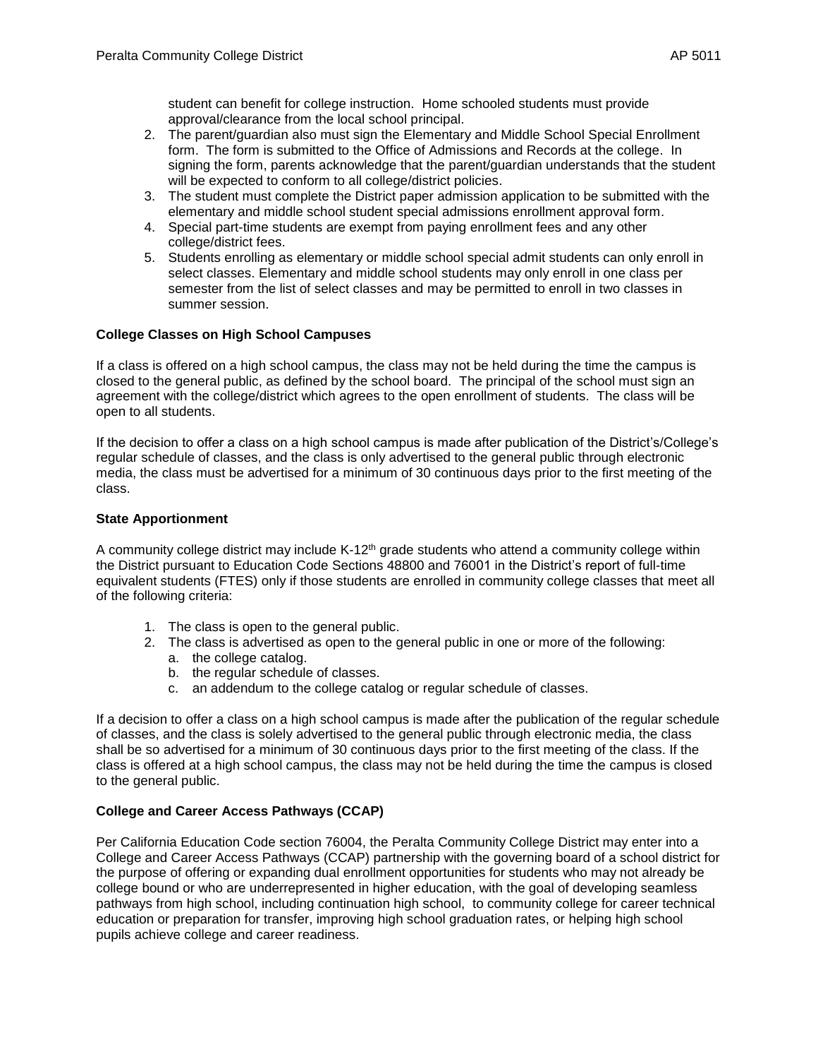student can benefit for college instruction. Home schooled students must provide approval/clearance from the local school principal.

2. The parent/guardian also must sign the Elementary and Middle School Special Enrollment form. The form is submitted to the Office of Admissions and Records at the college. In signing the form, parents acknowledge that the parent/guardian understands that the student will be expected to conform to all college/district policies.
3. The student must complete the District paper admission application to be submitted with the elementary and middle school student special admissions enrollment approval form.
4. Special part-time students are exempt from paying enrollment fees and any other college/district fees.
5. Students enrolling as elementary or middle school special admit students can only enroll in select classes. Elementary and middle school students may only enroll in one class per semester from the list of select classes and may be permitted to enroll in two classes in summer session.

**College Classes on High School Campuses**

If a class is offered on a high school campus, the class may not be held during the time the campus is closed to the general public, as defined by the school board. The principal of the school must sign an agreement with the college/district which agrees to the open enrollment of students. The class will be open to all students.

If the decision to offer a class on a high school campus is made after publication of the District's/College's regular schedule of classes, and the class is only advertised to the general public through electronic media, the class must be advertised for a minimum of 30 continuous days prior to the first meeting of the class.

**State Apportionment**

A community college district may include K-12th grade students who attend a community college within the District pursuant to Education Code Sections 48800 and 76001 in the District's report of full-time equivalent students (FTES) only if those students are enrolled in community college classes that meet all of the following criteria:

1. The class is open to the general public.
2. The class is advertised as open to the general public in one or more of the following:
   a. the college catalog.
   b. the regular schedule of classes.
   c. an addendum to the college catalog or regular schedule of classes.

If a decision to offer a class on a high school campus is made after the publication of the regular schedule of classes, and the class is solely advertised to the general public through electronic media, the class shall be so advertised for a minimum of 30 continuous days prior to the first meeting of the class. If the class is offered at a high school campus, the class may not be held during the time the campus is closed to the general public.

**College and Career Access Pathways (CCAP)**

Per California Education Code section 76004, the Peralta Community College District may enter into a College and Career Access Pathways (CCAP) partnership with the governing board of a school district for the purpose of offering or expanding dual enrollment opportunities for students who may not already be college bound or who are underrepresented in higher education, with the goal of developing seamless pathways from high school, including continuation high school, to community college for career technical education or preparation for transfer, improving high school graduation rates, or helping high school pupils achieve college and career readiness.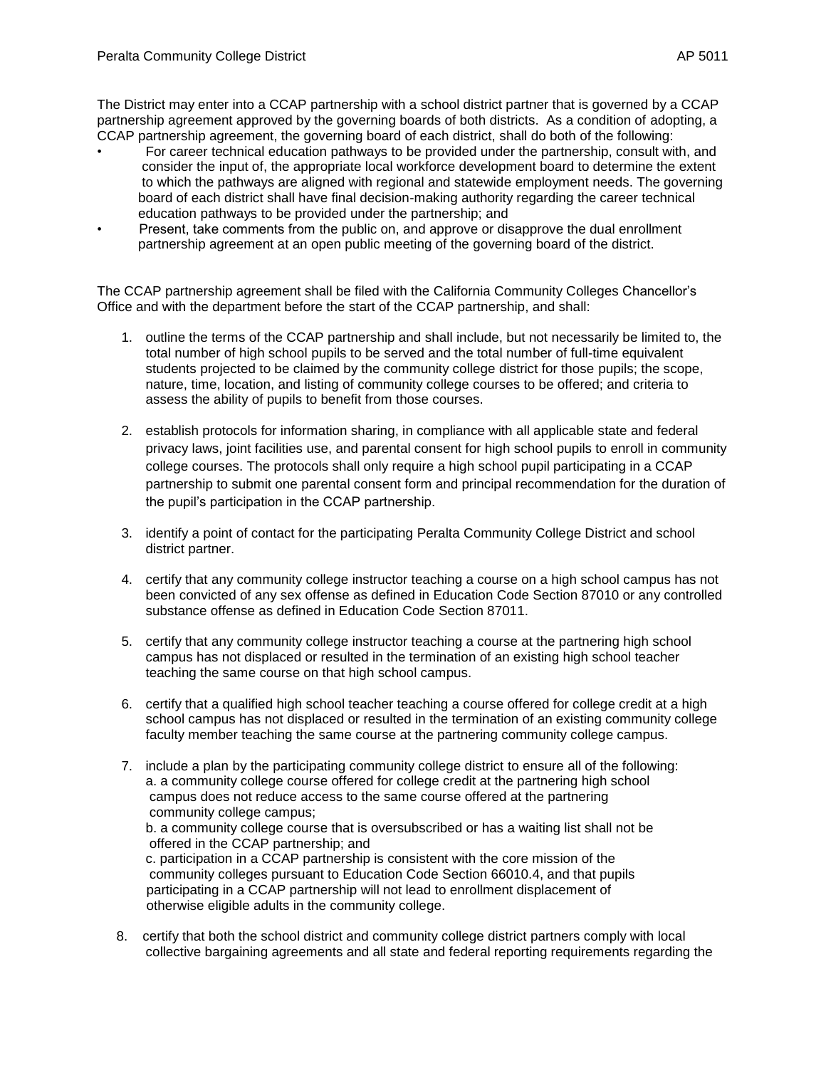The District may enter into a CCAP partnership with a school district partner that is governed by a CCAP partnership agreement approved by the governing boards of both districts. As a condition of adopting, a CCAP partnership agreement, the governing board of each district, shall do both of the following:

- For career technical education pathways to be provided under the partnership, consult with, and consider the input of, the appropriate local workforce development board to determine the extent to which the pathways are aligned with regional and statewide employment needs. The governing board of each district shall have final decision-making authority regarding the career technical education pathways to be provided under the partnership; and
- Present, take comments from the public on, and approve or disapprove the dual enrollment partnership agreement at an open public meeting of the governing board of the district.

The CCAP partnership agreement shall be filed with the California Community Colleges Chancellor's Office and with the department before the start of the CCAP partnership, and shall:

1. outline the terms of the CCAP partnership and shall include, but not necessarily be limited to, the total number of high school pupils to be served and the total number of full-time equivalent students projected to be claimed by the community college district for those pupils; the scope, nature, time, location, and listing of community college courses to be offered; and criteria to assess the ability of pupils to benefit from those courses.

2. establish protocols for information sharing, in compliance with all applicable state and federal privacy laws, joint facilities use, and parental consent for high school pupils to enroll in community college courses. The protocols shall only require a high school pupil participating in a CCAP partnership to submit one parental consent form and principal recommendation for the duration of the pupil's participation in the CCAP partnership.

3. identify a point of contact for the participating Peralta Community College District and school district partner.

4. certify that any community college instructor teaching a course on a high school campus has not been convicted of any sex offense as defined in Education Code Section 87010 or any controlled substance offense as defined in Education Code Section 87011.

5. certify that any community college instructor teaching a course at the partnering high school campus has not displaced or resulted in the termination of an existing high school teacher teaching the same course on that high school campus.

6. certify that a qualified high school teacher teaching a course offered for college credit at a high school campus has not displaced or resulted in the termination of an existing community college faculty member teaching the same course at the partnering community college campus.

7. include a plan by the participating community college district to ensure all of the following:
   a. a community college course offered for college credit at the partnering high school campus does not reduce access to the same course offered at the partnering community college campus;
   b. a community college course that is oversubscribed or has a waiting list shall not be offered in the CCAP partnership; and
   c. participation in a CCAP partnership is consistent with the core mission of the community colleges pursuant to Education Code Section 66010.4, and that pupils participating in a CCAP partnership will not lead to enrollment displacement of otherwise eligible adults in the community college.

8. certify that both the school district and community college district partners comply with local collective bargaining agreements and all state and federal reporting requirements regarding the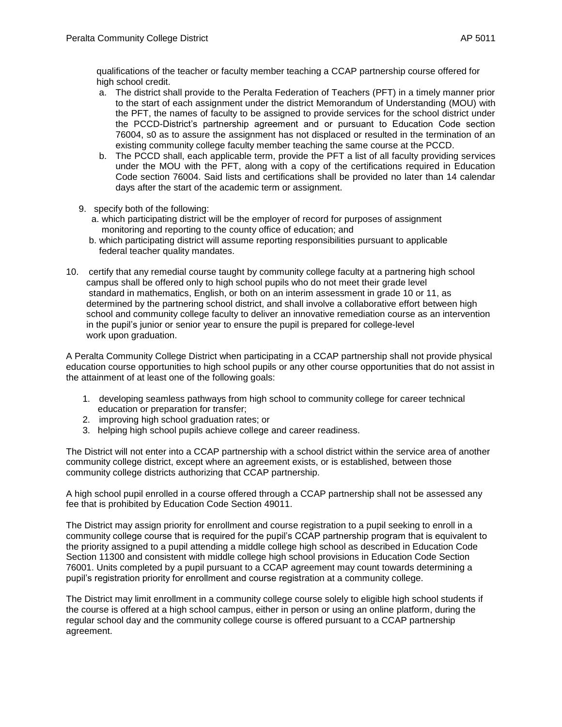qualifications of the teacher or faculty member teaching a CCAP partnership course offered for high school credit.

   a. The district shall provide to the Peralta Federation of Teachers (PFT) in a timely manner prior to the start of each assignment under the district Memorandum of Understanding (MOU) with the PFT, the names of faculty to be assigned to provide services for the school district under the PCCD-District's partnership agreement and or pursuant to Education Code section 76004, s0 as to assure the assignment has not displaced or resulted in the termination of an existing community college faculty member teaching the same course at the PCCD.
   b. The PCCD shall, each applicable term, provide the PFT a list of all faculty providing services under the MOU with the PFT, along with a copy of the certifications required in Education Code section 76004. Said lists and certifications shall be provided no later than 14 calendar days after the start of the academic term or assignment.

9. specify both of the following:
   a. which participating district will be the employer of record for purposes of assignment monitoring and reporting to the county office of education; and
   b. which participating district will assume reporting responsibilities pursuant to applicable federal teacher quality mandates.

10. certify that any remedial course taught by community college faculty at a partnering high school campus shall be offered only to high school pupils who do not meet their grade level standard in mathematics, English, or both on an interim assessment in grade 10 or 11, as determined by the partnering school district, and shall involve a collaborative effort between high school and community college faculty to deliver an innovative remediation course as an intervention in the pupil's junior or senior year to ensure the pupil is prepared for college-level work upon graduation.

A Peralta Community College District when participating in a CCAP partnership shall not provide physical education course opportunities to high school pupils or any other course opportunities that do not assist in the attainment of at least one of the following goals:

1. developing seamless pathways from high school to community college for career technical education or preparation for transfer;
2. improving high school graduation rates; or
3. helping high school pupils achieve college and career readiness.

The District will not enter into a CCAP partnership with a school district within the service area of another community college district, except where an agreement exists, or is established, between those community college districts authorizing that CCAP partnership.

A high school pupil enrolled in a course offered through a CCAP partnership shall not be assessed any fee that is prohibited by Education Code Section 49011.

The District may assign priority for enrollment and course registration to a pupil seeking to enroll in a community college course that is required for the pupil's CCAP partnership program that is equivalent to the priority assigned to a pupil attending a middle college high school as described in Education Code Section 11300 and consistent with middle college high school provisions in Education Code Section 76001. Units completed by a pupil pursuant to a CCAP agreement may count towards determining a pupil's registration priority for enrollment and course registration at a community college.

The District may limit enrollment in a community college course solely to eligible high school students if the course is offered at a high school campus, either in person or using an online platform, during the regular school day and the community college course is offered pursuant to a CCAP partnership agreement.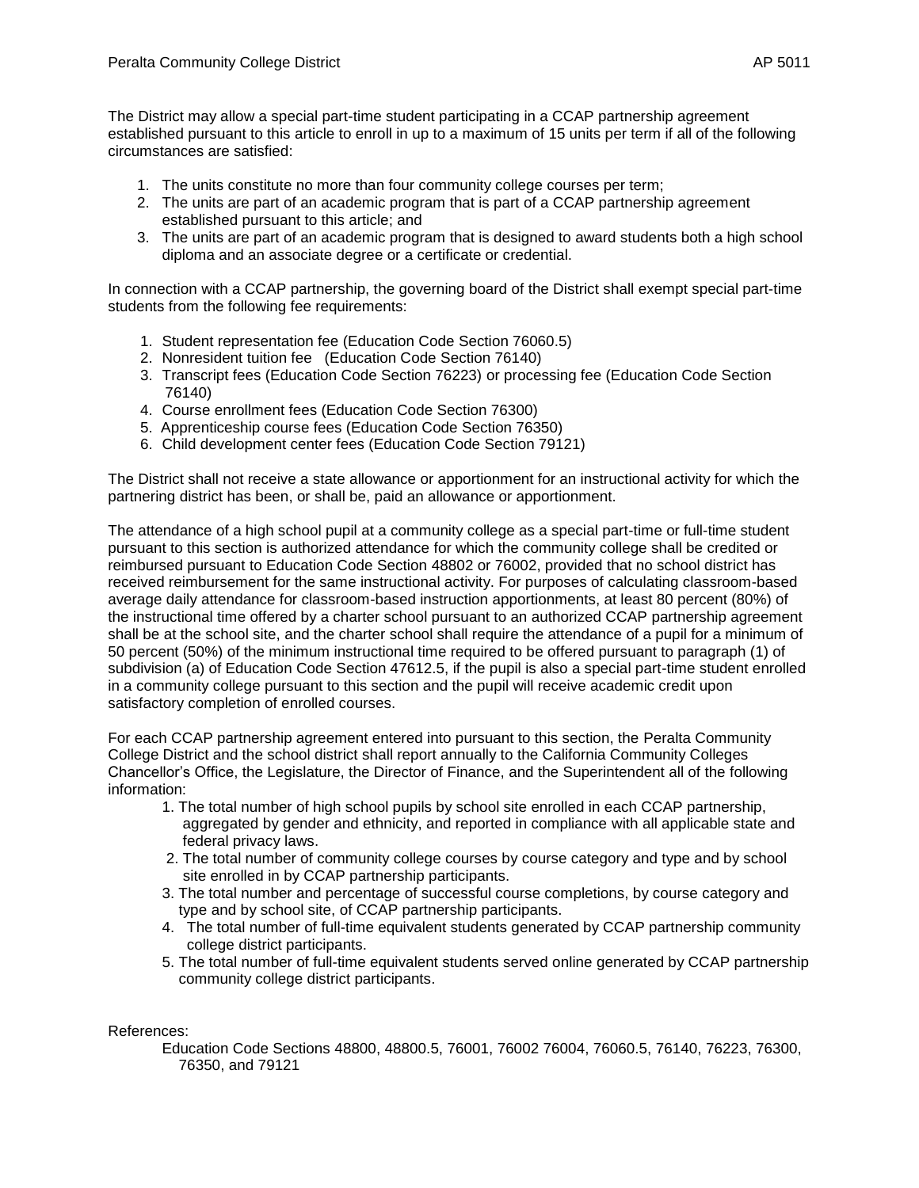The District may allow a special part-time student participating in a CCAP partnership agreement established pursuant to this article to enroll in up to a maximum of 15 units per term if all of the following circumstances are satisfied:

1. The units constitute no more than four community college courses per term;
2. The units are part of an academic program that is part of a CCAP partnership agreement established pursuant to this article; and
3. The units are part of an academic program that is designed to award students both a high school diploma and an associate degree or a certificate or credential.

In connection with a CCAP partnership, the governing board of the District shall exempt special part-time students from the following fee requirements:

1. Student representation fee (Education Code Section 76060.5)
2. Nonresident tuition fee (Education Code Section 76140)
3. Transcript fees (Education Code Section 76223) or processing fee (Education Code Section 76140)
4. Course enrollment fees (Education Code Section 76300)
5. Apprenticeship course fees (Education Code Section 76350)
6. Child development center fees (Education Code Section 79121)

The District shall not receive a state allowance or apportionment for an instructional activity for which the partnering district has been, or shall be, paid an allowance or apportionment.

The attendance of a high school pupil at a community college as a special part-time or full-time student pursuant to this section is authorized attendance for which the community college shall be credited or reimbursed pursuant to Education Code Section 48802 or 76002, provided that no school district has received reimbursement for the same instructional activity. For purposes of calculating classroom-based average daily attendance for classroom-based instruction apportionments, at least 80 percent (80%) of the instructional time offered by a charter school pursuant to an authorized CCAP partnership agreement shall be at the school site, and the charter school shall require the attendance of a pupil for a minimum of 50 percent (50%) of the minimum instructional time required to be offered pursuant to paragraph (1) of subdivision (a) of Education Code Section 47612.5, if the pupil is also a special part-time student enrolled in a community college pursuant to this section and the pupil will receive academic credit upon satisfactory completion of enrolled courses.

For each CCAP partnership agreement entered into pursuant to this section, the Peralta Community College District and the school district shall report annually to the California Community Colleges Chancellor's Office, the Legislature, the Director of Finance, and the Superintendent all of the following information:

1. The total number of high school pupils by school site enrolled in each CCAP partnership, aggregated by gender and ethnicity, and reported in compliance with all applicable state and federal privacy laws.
2. The total number of community college courses by course category and type and by school site enrolled in by CCAP partnership participants.
3. The total number and percentage of successful course completions, by course category and type and by school site, of CCAP partnership participants.
4. The total number of full-time equivalent students generated by CCAP partnership community college district participants.
5. The total number of full-time equivalent students served online generated by CCAP partnership community college district participants.

References:

Education Code Sections 48800, 48800.5, 76001, 76002 76004, 76060.5, 76140, 76223, 76300, 76350, and 79121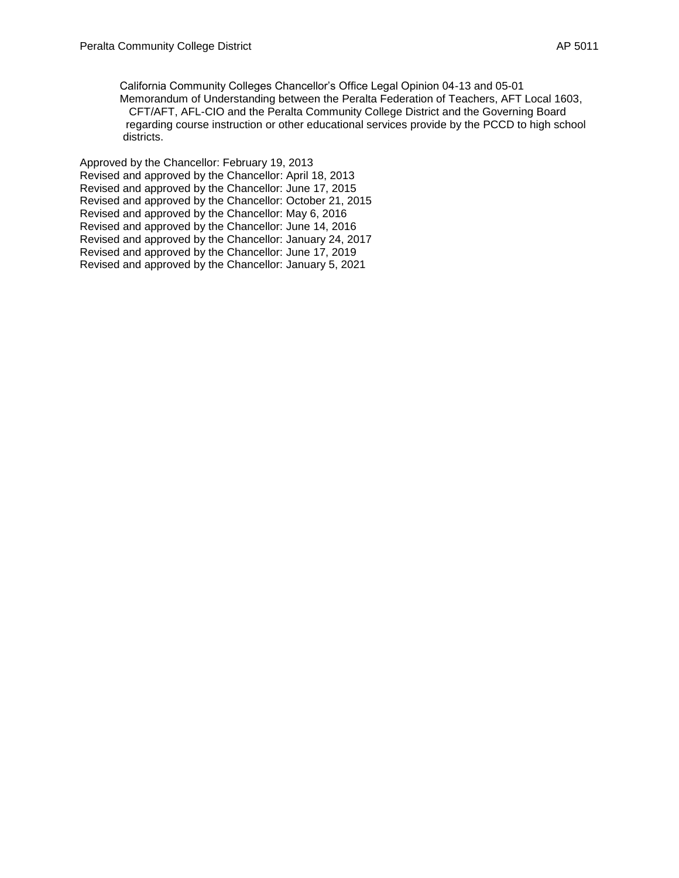California Community Colleges Chancellor's Office Legal Opinion 04-13 and 05-01
Memorandum of Understanding between the Peralta Federation of Teachers, AFT Local 1603, CFT/AFT, AFL-CIO and the Peralta Community College District and the Governing Board regarding course instruction or other educational services provide by the PCCD to high school districts.

Approved by the Chancellor: February 19, 2013
Revised and approved by the Chancellor: April 18, 2013
Revised and approved by the Chancellor: June 17, 2015
Revised and approved by the Chancellor: October 21, 2015
Revised and approved by the Chancellor: May 6, 2016
Revised and approved by the Chancellor: June 14, 2016
Revised and approved by the Chancellor: January 24, 2017
Revised and approved by the Chancellor: June 17, 2019
Revised and approved by the Chancellor: January 5, 2021